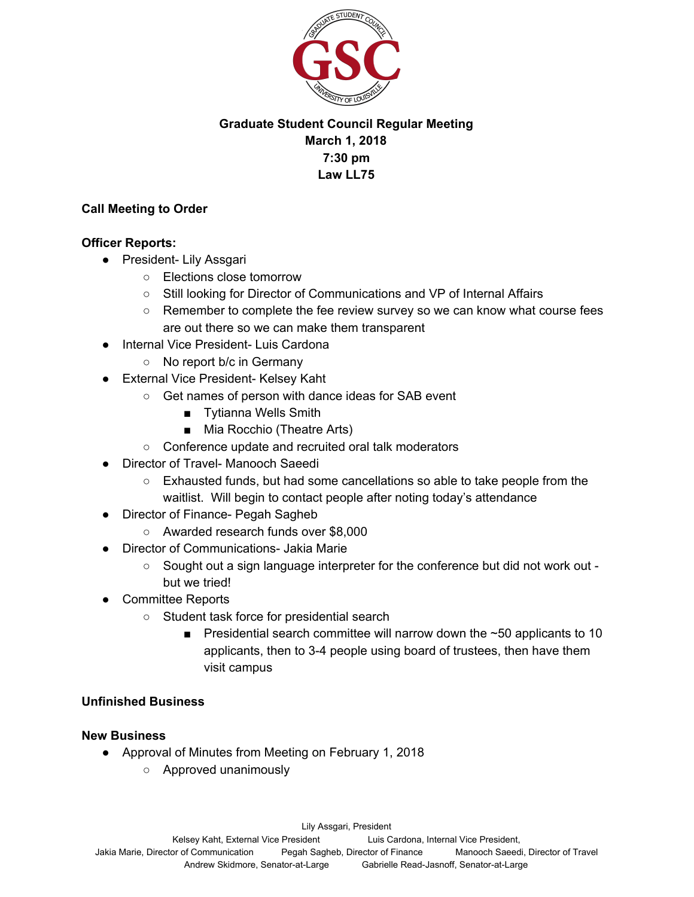**Graduate Student Council Regular Meeting**
**March 1, 2018**
**7:30 pm**
**Law LL75**

**Call Meeting to Order**

**Officer Reports:**

- President- Lily Assgari
  - Elections close tomorrow
  - Still looking for Director of Communications and VP of Internal Affairs
  - Remember to complete the fee review survey so we can know what course fees are out there so we can make them transparent
- Internal Vice President- Luis Cardona
  - No report b/c in Germany
- External Vice President- Kelsey Kaht
  - Get names of person with dance ideas for SAB event
    - Tytianna Wells Smith
    - Mia Rocchio (Theatre Arts)
  - Conference update and recruited oral talk moderators
- Director of Travel- Manooch Saeedi
  - Exhausted funds, but had some cancellations so able to take people from the waitlist. Will begin to contact people after noting today's attendance
- Director of Finance- Pegah Sagheb
  - Awarded research funds over $8,000
- Director of Communications- Jakia Marie
  - Sought out a sign language interpreter for the conference but did not work out - but we tried!
- Committee Reports
  - Student task force for presidential search
    - Presidential search committee will narrow down the ~50 applicants to 10 applicants, then to 3-4 people using board of trustees, then have them visit campus

**Unfinished Business**

**New Business**

- Approval of Minutes from Meeting on February 1, 2018
  - Approved unanimously

Lily Assgari, President
Kelsey Kaht, External Vice President Luis Cardona, Internal Vice President,
Jakia Marie, Director of Communication Pegah Sagheb, Director of Finance Manooch Saeedi, Director of Travel
Andrew Skidmore, Senator-at-Large Gabrielle Read-Jasnoff, Senator-at-Large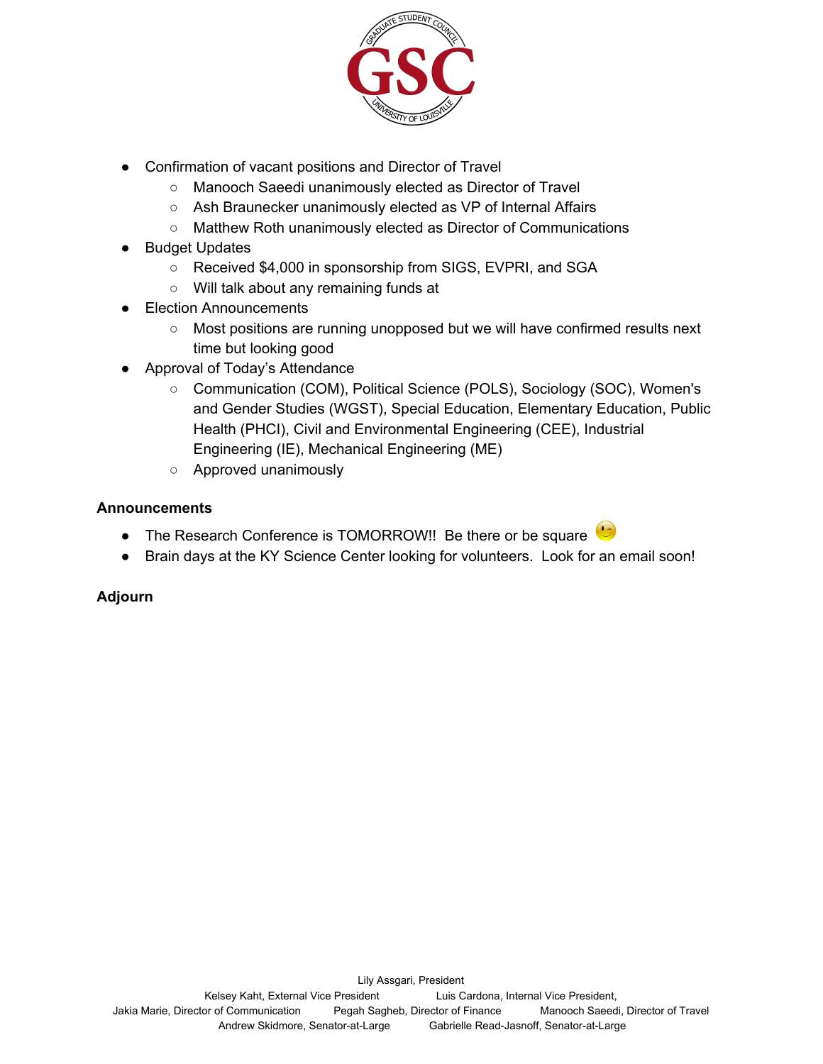- Confirmation of vacant positions and Director of Travel
  - Manooch Saeedi unanimously elected as Director of Travel
  - Ash Braunecker unanimously elected as VP of Internal Affairs
  - Matthew Roth unanimously elected as Director of Communications
- Budget Updates
  - Received $4,000 in sponsorship from SIGS, EVPRI, and SGA
  - Will talk about any remaining funds at
- Election Announcements
  - Most positions are running unopposed but we will have confirmed results next time but looking good
- Approval of Today's Attendance
  - Communication (COM), Political Science (POLS), Sociology (SOC), Women's and Gender Studies (WGST), Special Education, Elementary Education, Public Health (PHCI), Civil and Environmental Engineering (CEE), Industrial Engineering (IE), Mechanical Engineering (ME)
  - Approved unanimously

**Announcements**

- The Research Conference is TOMORROW!! Be there or be square 😉
- Brain days at the KY Science Center looking for volunteers. Look for an email soon!

**Adjourn**

Lily Assgari, President
Kelsey Kaht, External Vice President Luis Cardona, Internal Vice President,
Jakia Marie, Director of Communication Pegah Sagheb, Director of Finance Manooch Saeedi, Director of Travel
Andrew Skidmore, Senator-at-Large Gabrielle Read-Jasnoff, Senator-at-Large